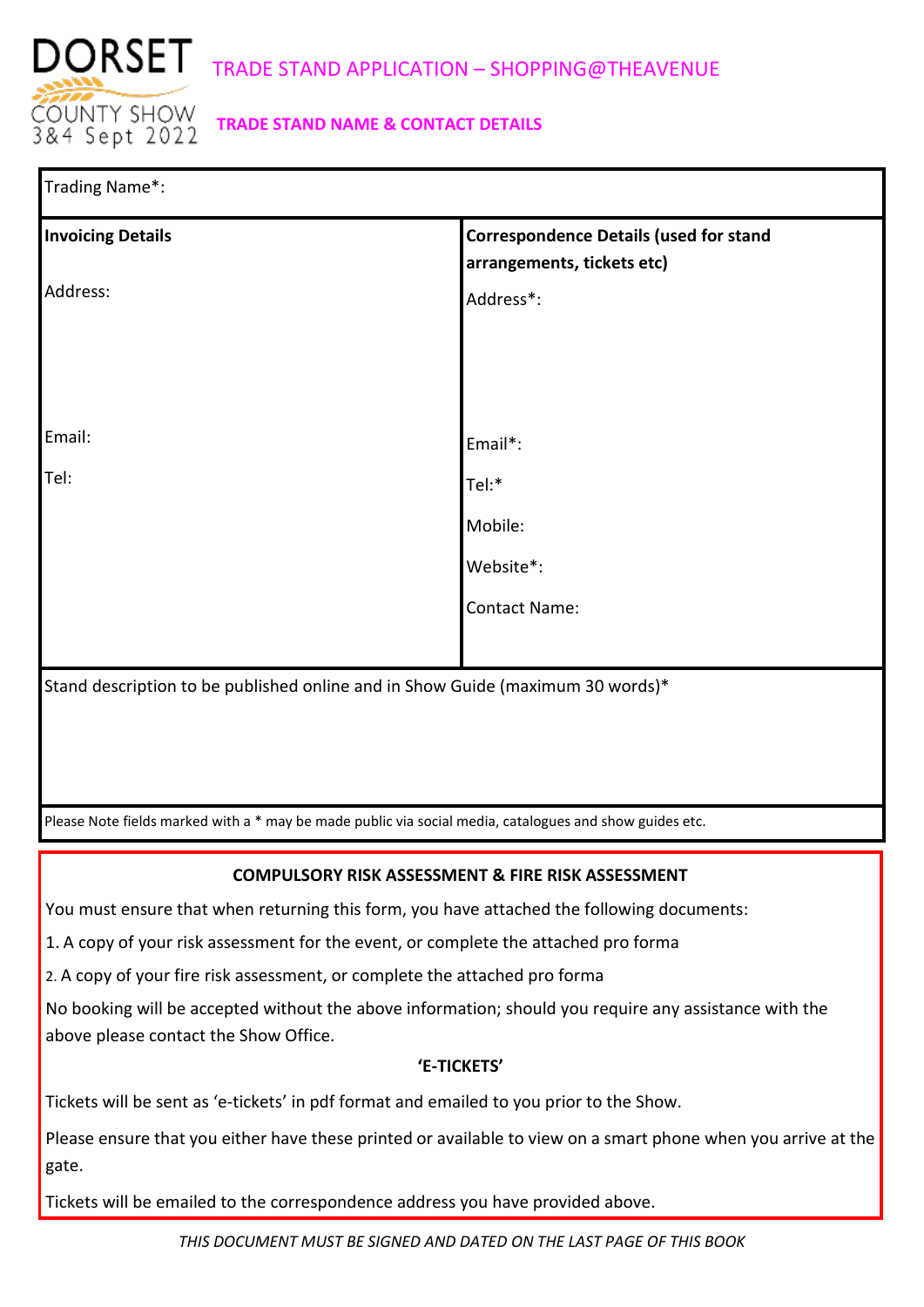DORSET COUNTY SHOW 3&4 Sept 2022

# TRADE STAND APPLICATION – SHOPPING@THEAVENUE

## TRADE STAND NAME & CONTACT DETAILS

Trading Name*:

| **Invoicing Details** | **Correspondence Details (used for stand arrangements, tickets etc)** |
|---|---|
| Address: | Address*: |
| Email: | Email*: |
| Tel: | Tel:* |
| | Mobile: |
| | Website*: |
| | Contact Name: |

Stand description to be published online and in Show Guide (maximum 30 words)*

Please Note fields marked with a * may be made public via social media, catalogues and show guides etc.

### COMPULSORY RISK ASSESSMENT & FIRE RISK ASSESSMENT

You must ensure that when returning this form, you have attached the following documents:

1. A copy of your risk assessment for the event, or complete the attached pro forma
2. A copy of your fire risk assessment, or complete the attached pro forma

No booking will be accepted without the above information; should you require any assistance with the above please contact the Show Office.

### 'E-TICKETS'

Tickets will be sent as 'e-tickets' in pdf format and emailed to you prior to the Show.

Please ensure that you either have these printed or available to view on a smart phone when you arrive at the gate.

Tickets will be emailed to the correspondence address you have provided above.

*THIS DOCUMENT MUST BE SIGNED AND DATED ON THE LAST PAGE OF THIS BOOK*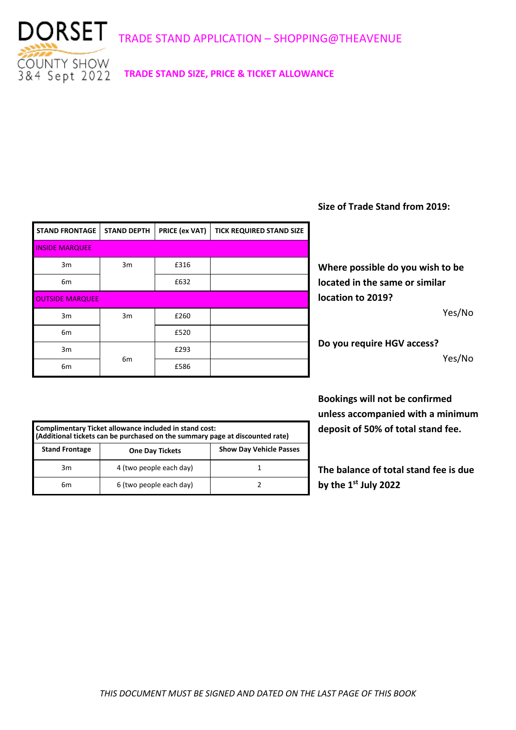DORSET COUNTY SHOW
3&4 Sept 2022

# TRADE STAND APPLICATION – SHOPPING@THEAVENUE

## TRADE STAND SIZE, PRICE & TICKET ALLOWANCE

| STAND FRONTAGE | STAND DEPTH | PRICE (ex VAT) | TICK REQUIRED STAND SIZE |
|---|---|---|---|
| INSIDE MARQUEE | | | |
| 3m | 3m | £316 | |
| 6m | | £632 | |
| OUTSIDE MARQUEE | | | |
| 3m | 3m | £260 | |
| 6m | | £520 | |
| 3m | 6m | £293 | |
| 6m | | £586 | |

**Size of Trade Stand from 2019:**

**Where possible do you wish to be located in the same or similar location to 2019?**

Yes/No

**Do you require HGV access?**

Yes/No

| **Complimentary Ticket allowance included in stand cost: (Additional tickets can be purchased on the summary page at discounted rate)** | | |
|---|---|---|
| **Stand Frontage** | **One Day Tickets** | **Show Day Vehicle Passes** |
| 3m | 4 (two people each day) | 1 |
| 6m | 6 (two people each day) | 2 |

**Bookings will not be confirmed unless accompanied with a minimum deposit of 50% of total stand fee.**

**The balance of total stand fee is due by the 1st July 2022**

*THIS DOCUMENT MUST BE SIGNED AND DATED ON THE LAST PAGE OF THIS BOOK*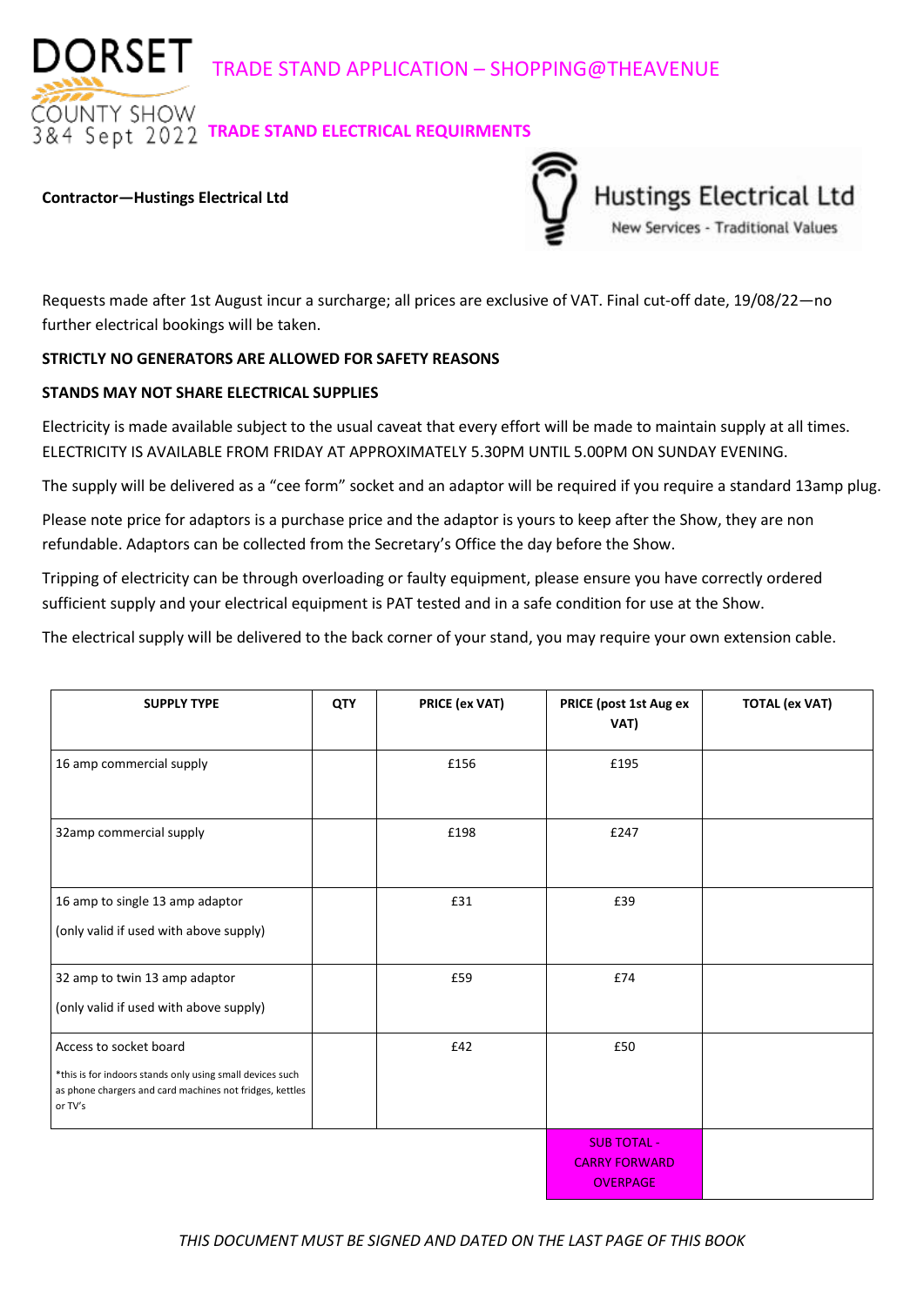# TRADE STAND APPLICATION – SHOPPING@THEAVENUE

## TRADE STAND ELECTRICAL REQUIRMENTS

**Contractor—Hustings Electrical Ltd**

Hustings Electrical Ltd
New Services - Traditional Values

Requests made after 1st August incur a surcharge; all prices are exclusive of VAT. Final cut-off date, 19/08/22—no further electrical bookings will be taken.

**STRICTLY NO GENERATORS ARE ALLOWED FOR SAFETY REASONS**

**STANDS MAY NOT SHARE ELECTRICAL SUPPLIES**

Electricity is made available subject to the usual caveat that every effort will be made to maintain supply at all times. ELECTRICITY IS AVAILABLE FROM FRIDAY AT APPROXIMATELY 5.30PM UNTIL 5.00PM ON SUNDAY EVENING.

The supply will be delivered as a "cee form" socket and an adaptor will be required if you require a standard 13amp plug.

Please note price for adaptors is a purchase price and the adaptor is yours to keep after the Show, they are non refundable. Adaptors can be collected from the Secretary's Office the day before the Show.

Tripping of electricity can be through overloading or faulty equipment, please ensure you have correctly ordered sufficient supply and your electrical equipment is PAT tested and in a safe condition for use at the Show.

The electrical supply will be delivered to the back corner of your stand, you may require your own extension cable.

| SUPPLY TYPE | QTY | PRICE (ex VAT) | PRICE (post 1st Aug ex VAT) | TOTAL (ex VAT) |
|---|---|---|---|---|
| 16 amp commercial supply | | £156 | £195 | |
| 32amp commercial supply | | £198 | £247 | |
| 16 amp to single 13 amp adaptor (only valid if used with above supply) | | £31 | £39 | |
| 32 amp to twin 13 amp adaptor (only valid if used with above supply) | | £59 | £74 | |
| Access to socket board *this is for indoors stands only using small devices such as phone chargers and card machines not fridges, kettles or TV's | | £42 | £50 | |
| | | | SUB TOTAL - CARRY FORWARD OVERPAGE | |

*THIS DOCUMENT MUST BE SIGNED AND DATED ON THE LAST PAGE OF THIS BOOK*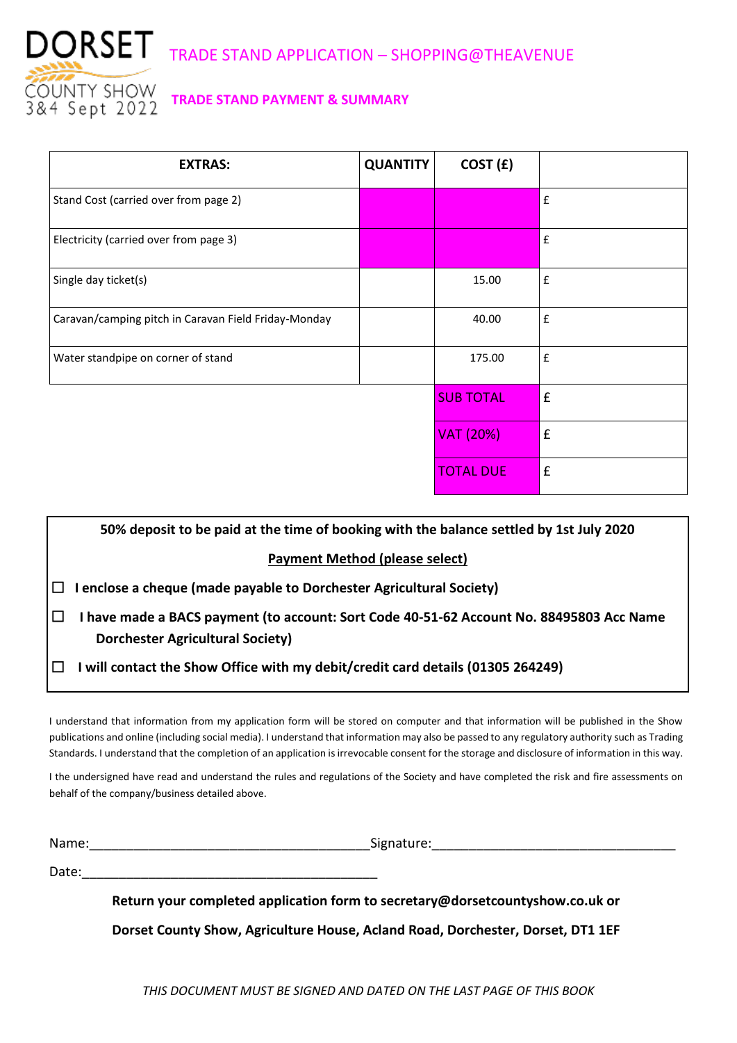DORSET COUNTY SHOW 3&4 Sept 2022

# TRADE STAND APPLICATION – SHOPPING@THEAVENUE

## TRADE STAND PAYMENT & SUMMARY

| EXTRAS: | QUANTITY | COST (£) | |
|---|---|---|---|
| Stand Cost (carried over from page 2) | | | £ |
| Electricity (carried over from page 3) | | | £ |
| Single day ticket(s) | | 15.00 | £ |
| Caravan/camping pitch in Caravan Field Friday-Monday | | 40.00 | £ |
| Water standpipe on corner of stand | | 175.00 | £ |
| | | SUB TOTAL | £ |
| | | VAT (20%) | £ |
| | | TOTAL DUE | £ |

**50% deposit to be paid at the time of booking with the balance settled by 1st July 2020**

**Payment Method (please select)**

☐ **I enclose a cheque (made payable to Dorchester Agricultural Society)**

☐ **I have made a BACS payment (to account: Sort Code 40-51-62 Account No. 88495803 Acc Name Dorchester Agricultural Society)**

☐ **I will contact the Show Office with my debit/credit card details (01305 264249)**

I understand that information from my application form will be stored on computer and that information will be published in the Show publications and online (including social media). I understand that information may also be passed to any regulatory authority such as Trading Standards. I understand that the completion of an application is irrevocable consent for the storage and disclosure of information in this way.

I the undersigned have read and understand the rules and regulations of the Society and have completed the risk and fire assessments on behalf of the company/business detailed above.

Name:______________________________________Signature:_________________________________

Date:________________________________________

**Return your completed application form to secretary@dorsetcountyshow.co.uk or**

**Dorset County Show, Agriculture House, Acland Road, Dorchester, Dorset, DT1 1EF**

*THIS DOCUMENT MUST BE SIGNED AND DATED ON THE LAST PAGE OF THIS BOOK*